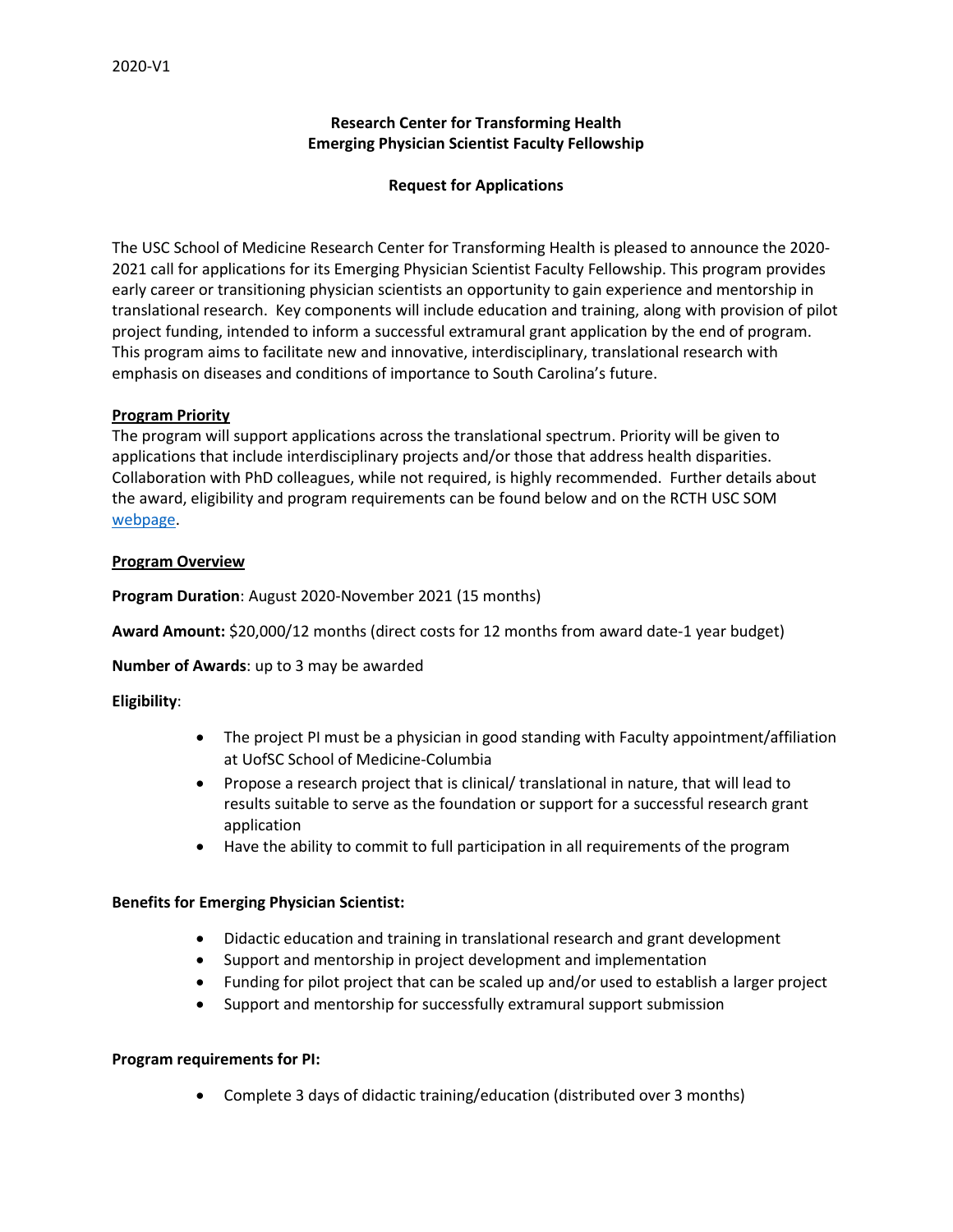2020-V1

**Research Center for Transforming Health**
**Emerging Physician Scientist Faculty Fellowship**

**Request for Applications**

The USC School of Medicine Research Center for Transforming Health is pleased to announce the 2020-2021 call for applications for its Emerging Physician Scientist Faculty Fellowship. This program provides early career or transitioning physician scientists an opportunity to gain experience and mentorship in translational research. Key components will include education and training, along with provision of pilot project funding, intended to inform a successful extramural grant application by the end of program. This program aims to facilitate new and innovative, interdisciplinary, translational research with emphasis on diseases and conditions of importance to South Carolina's future.

**Program Priority**

The program will support applications across the translational spectrum. Priority will be given to applications that include interdisciplinary projects and/or those that address health disparities. Collaboration with PhD colleagues, while not required, is highly recommended. Further details about the award, eligibility and program requirements can be found below and on the RCTH USC SOM webpage.

**Program Overview**

**Program Duration**: August 2020-November 2021 (15 months)

**Award Amount:** $20,000/12 months (direct costs for 12 months from award date-1 year budget)

**Number of Awards**: up to 3 may be awarded

**Eligibility**:

- The project PI must be a physician in good standing with Faculty appointment/affiliation at UofSC School of Medicine-Columbia
- Propose a research project that is clinical/ translational in nature, that will lead to results suitable to serve as the foundation or support for a successful research grant application
- Have the ability to commit to full participation in all requirements of the program

**Benefits for Emerging Physician Scientist:**

- Didactic education and training in translational research and grant development
- Support and mentorship in project development and implementation
- Funding for pilot project that can be scaled up and/or used to establish a larger project
- Support and mentorship for successfully extramural support submission

**Program requirements for PI:**

- Complete 3 days of didactic training/education (distributed over 3 months)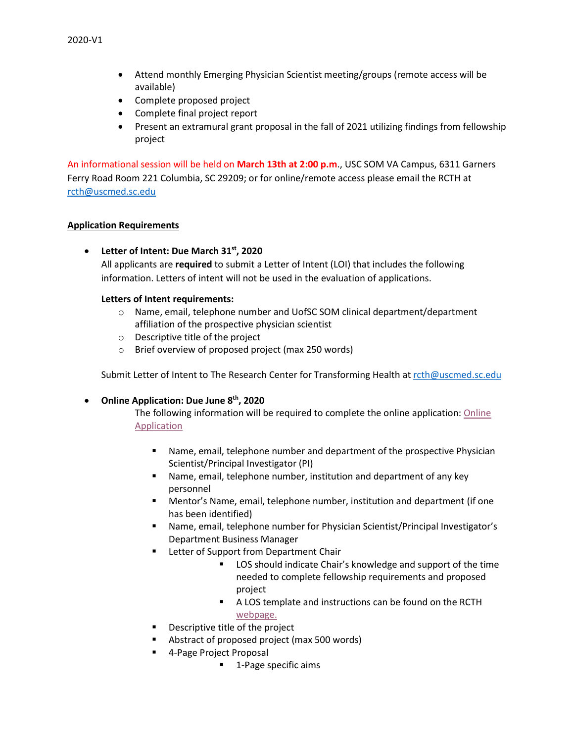- Attend monthly Emerging Physician Scientist meeting/groups (remote access will be available)
- Complete proposed project
- Complete final project report
- Present an extramural grant proposal in the fall of 2021 utilizing findings from fellowship project

An informational session will be held on **March 13th at 2:00 p.m.**, USC SOM VA Campus, 6311 Garners Ferry Road Room 221 Columbia, SC 29209; or for online/remote access please email the RCTH at rcth@uscmed.sc.edu

**Application Requirements**

- **Letter of Intent: Due March 31st, 2020**
  All applicants are **required** to submit a Letter of Intent (LOI) that includes the following information. Letters of intent will not be used in the evaluation of applications.

  **Letters of Intent requirements:**
  - Name, email, telephone number and UofSC SOM clinical department/department affiliation of the prospective physician scientist
  - Descriptive title of the project
  - Brief overview of proposed project (max 250 words)

  Submit Letter of Intent to The Research Center for Transforming Health at rcth@uscmed.sc.edu

- **Online Application: Due June 8th, 2020**
  The following information will be required to complete the online application: Online Application
  - Name, email, telephone number and department of the prospective Physician Scientist/Principal Investigator (PI)
  - Name, email, telephone number, institution and department of any key personnel
  - Mentor's Name, email, telephone number, institution and department (if one has been identified)
  - Name, email, telephone number for Physician Scientist/Principal Investigator's Department Business Manager
  - Letter of Support from Department Chair
    - LOS should indicate Chair's knowledge and support of the time needed to complete fellowship requirements and proposed project
    - A LOS template and instructions can be found on the RCTH webpage.
  - Descriptive title of the project
  - Abstract of proposed project (max 500 words)
  - 4-Page Project Proposal
    - 1-Page specific aims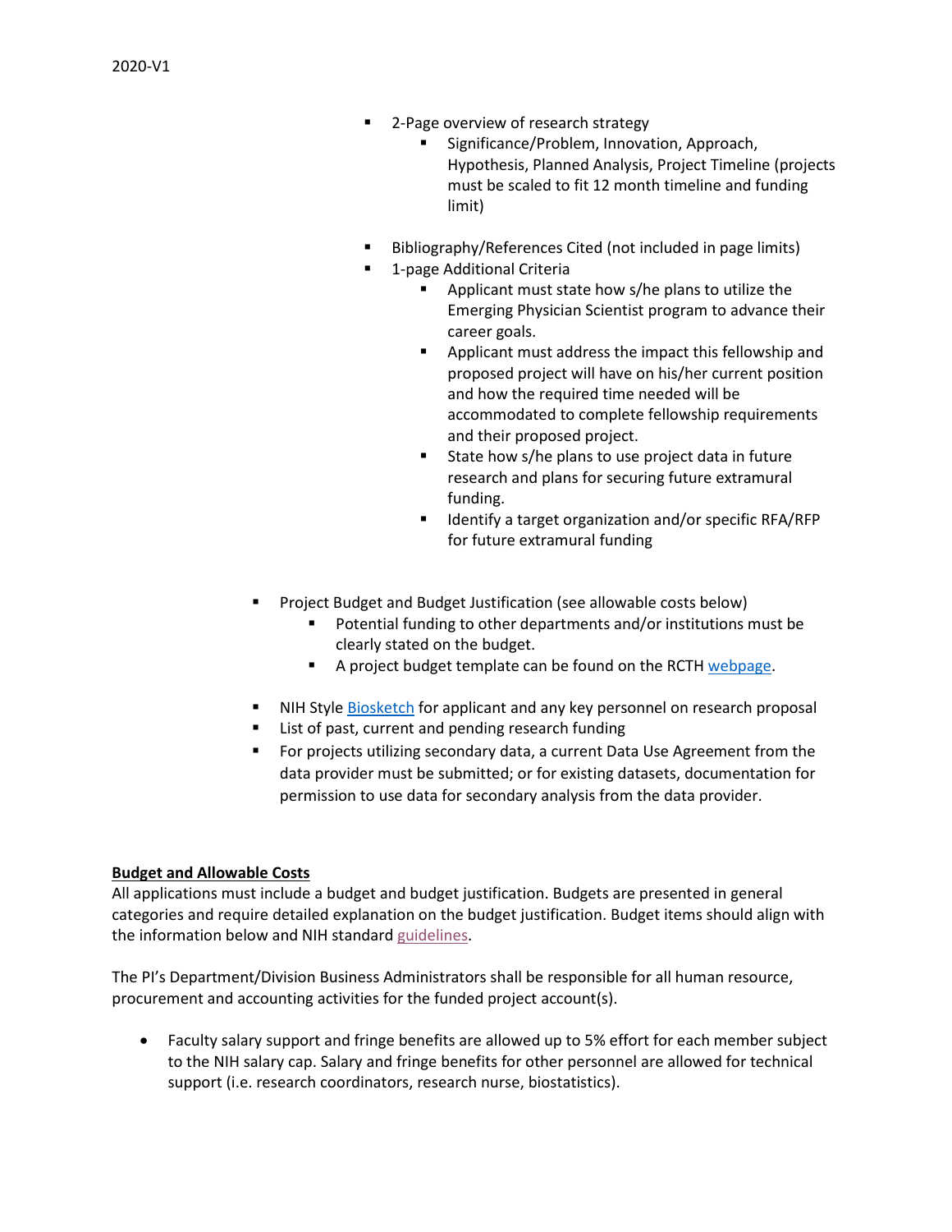- 2-Page overview of research strategy
        - Significance/Problem, Innovation, Approach, Hypothesis, Planned Analysis, Project Timeline (projects must be scaled to fit 12 month timeline and funding limit)
    - Bibliography/References Cited (not included in page limits)
    - 1-page Additional Criteria
        - Applicant must state how s/he plans to utilize the Emerging Physician Scientist program to advance their career goals.
        - Applicant must address the impact this fellowship and proposed project will have on his/her current position and how the required time needed will be accommodated to complete fellowship requirements and their proposed project.
        - State how s/he plans to use project data in future research and plans for securing future extramural funding.
        - Identify a target organization and/or specific RFA/RFP for future extramural funding

- Project Budget and Budget Justification (see allowable costs below)
    - Potential funding to other departments and/or institutions must be clearly stated on the budget.
    - A project budget template can be found on the RCTH webpage.
- NIH Style Biosketch for applicant and any key personnel on research proposal
- List of past, current and pending research funding
- For projects utilizing secondary data, a current Data Use Agreement from the data provider must be submitted; or for existing datasets, documentation for permission to use data for secondary analysis from the data provider.

**Budget and Allowable Costs**

All applications must include a budget and budget justification. Budgets are presented in general categories and require detailed explanation on the budget justification. Budget items should align with the information below and NIH standard guidelines.

The PI's Department/Division Business Administrators shall be responsible for all human resource, procurement and accounting activities for the funded project account(s).

- Faculty salary support and fringe benefits are allowed up to 5% effort for each member subject to the NIH salary cap. Salary and fringe benefits for other personnel are allowed for technical support (i.e. research coordinators, research nurse, biostatistics).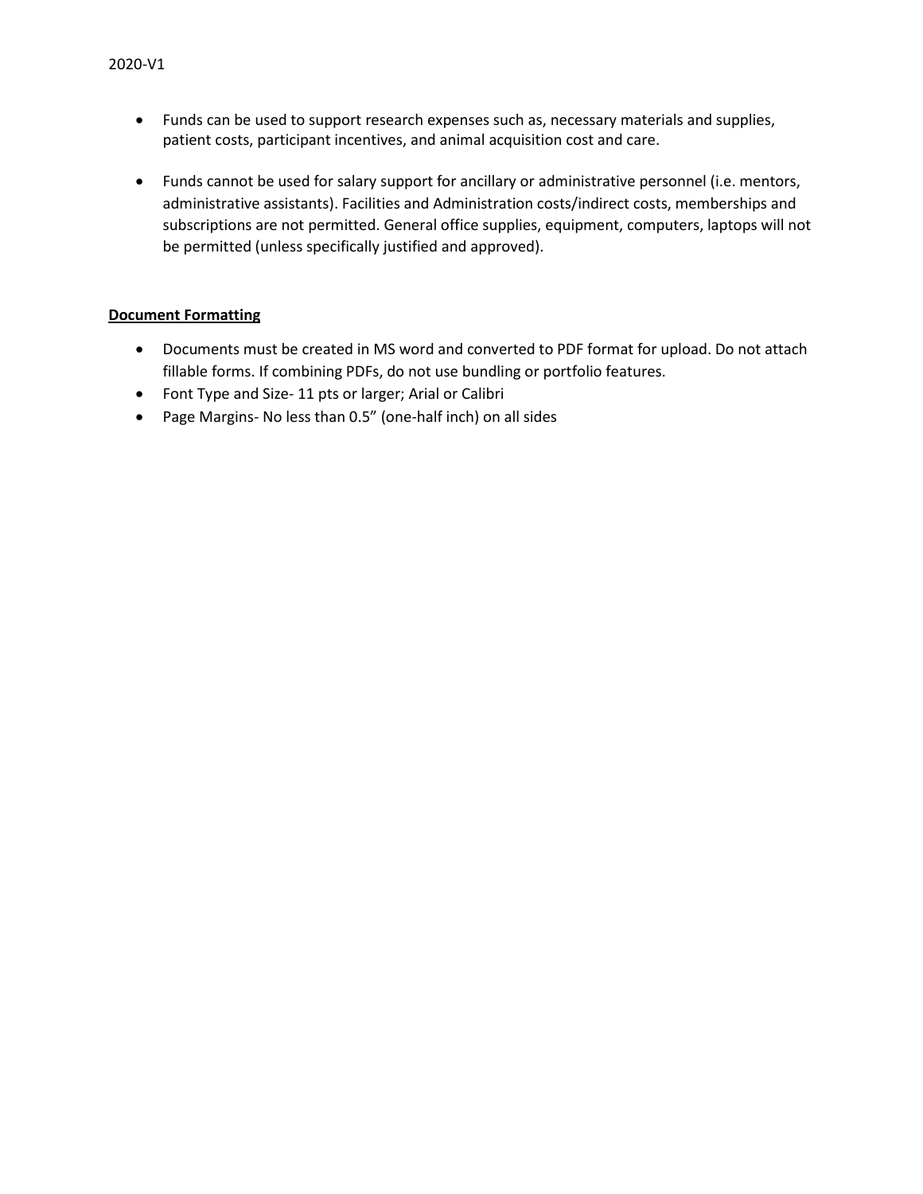- Funds can be used to support research expenses such as, necessary materials and supplies, patient costs, participant incentives, and animal acquisition cost and care.

- Funds cannot be used for salary support for ancillary or administrative personnel (i.e. mentors, administrative assistants). Facilities and Administration costs/indirect costs, memberships and subscriptions are not permitted. General office supplies, equipment, computers, laptops will not be permitted (unless specifically justified and approved).

**Document Formatting**

- Documents must be created in MS word and converted to PDF format for upload. Do not attach fillable forms. If combining PDFs, do not use bundling or portfolio features.
- Font Type and Size- 11 pts or larger; Arial or Calibri
- Page Margins- No less than 0.5" (one-half inch) on all sides